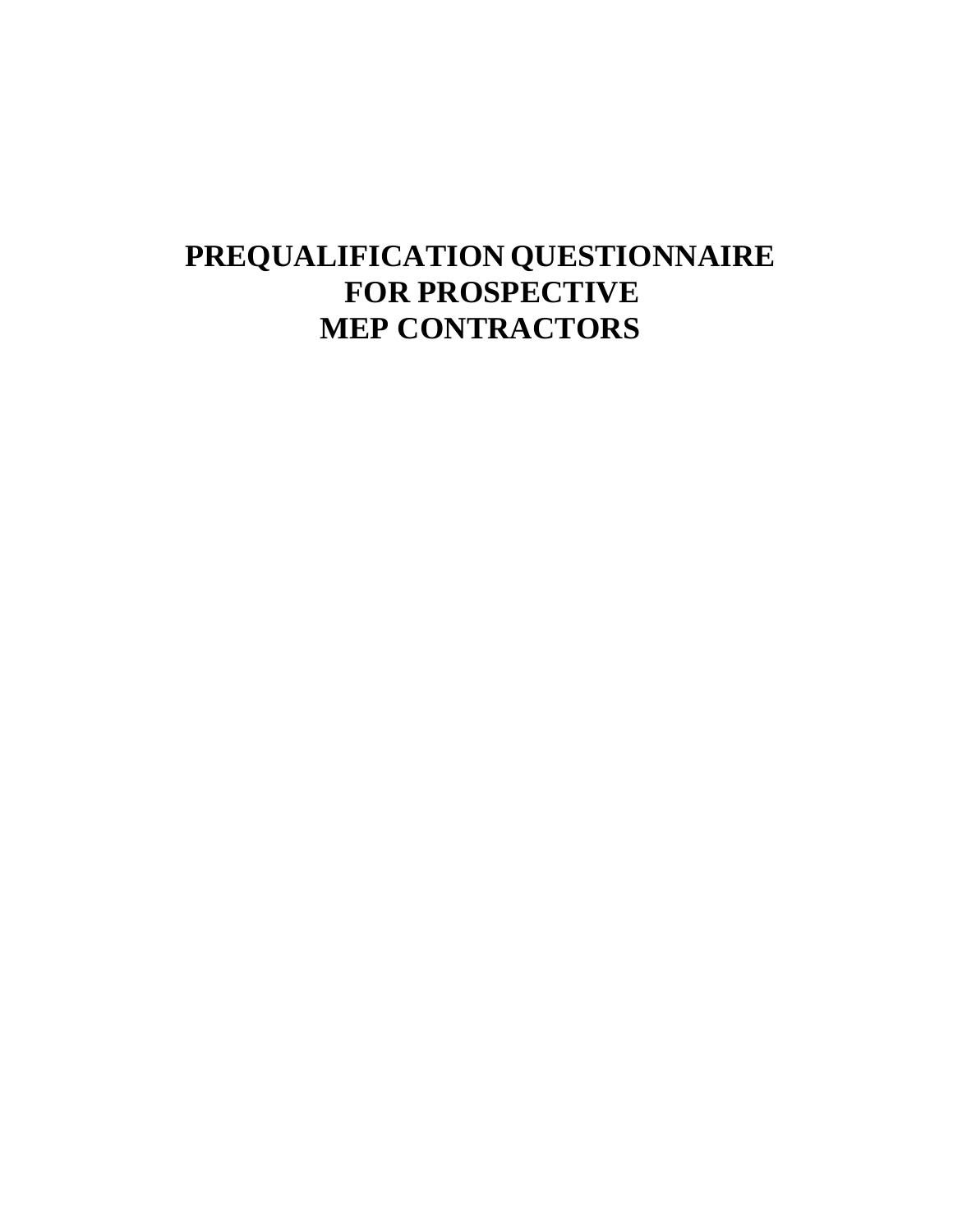# PREQUALIFICATION QUESTIONNAIRE FOR PROSPECTIVE MEP CONTRACTORS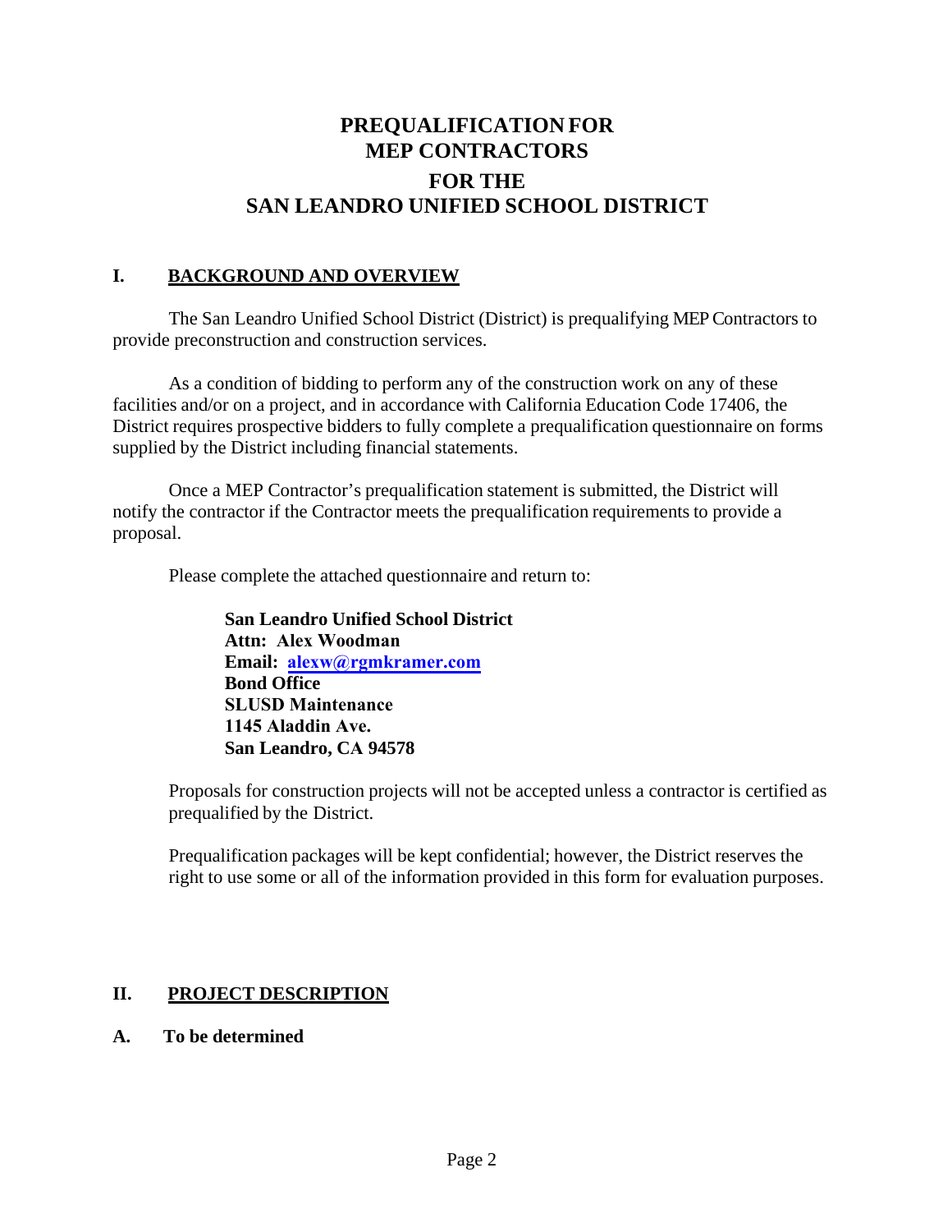# PREQUALIFICATION FOR MEP CONTRACTORS FOR THE SAN LEANDRO UNIFIED SCHOOL DISTRICT

## I. BACKGROUND AND OVERVIEW

The San Leandro Unified School District (District) is prequalifying MEP Contractors to provide preconstruction and construction services.

As a condition of bidding to perform any of the construction work on any of these facilities and/or on a project, and in accordance with California Education Code 17406, the District requires prospective bidders to fully complete a prequalification questionnaire on forms supplied by the District including financial statements.

Once a MEP Contractor's prequalification statement is submitted, the District will notify the contractor if the Contractor meets the prequalification requirements to provide a proposal.

Please complete the attached questionnaire and return to:

**San Leandro Unified School District**
**Attn: Alex Woodman**
**Email: alexw@rgmkramer.com**
**Bond Office**
**SLUSD Maintenance**
**1145 Aladdin Ave.**
**San Leandro, CA 94578**

Proposals for construction projects will not be accepted unless a contractor is certified as prequalified by the District.

Prequalification packages will be kept confidential; however, the District reserves the right to use some or all of the information provided in this form for evaluation purposes.

## II. PROJECT DESCRIPTION

**A. To be determined**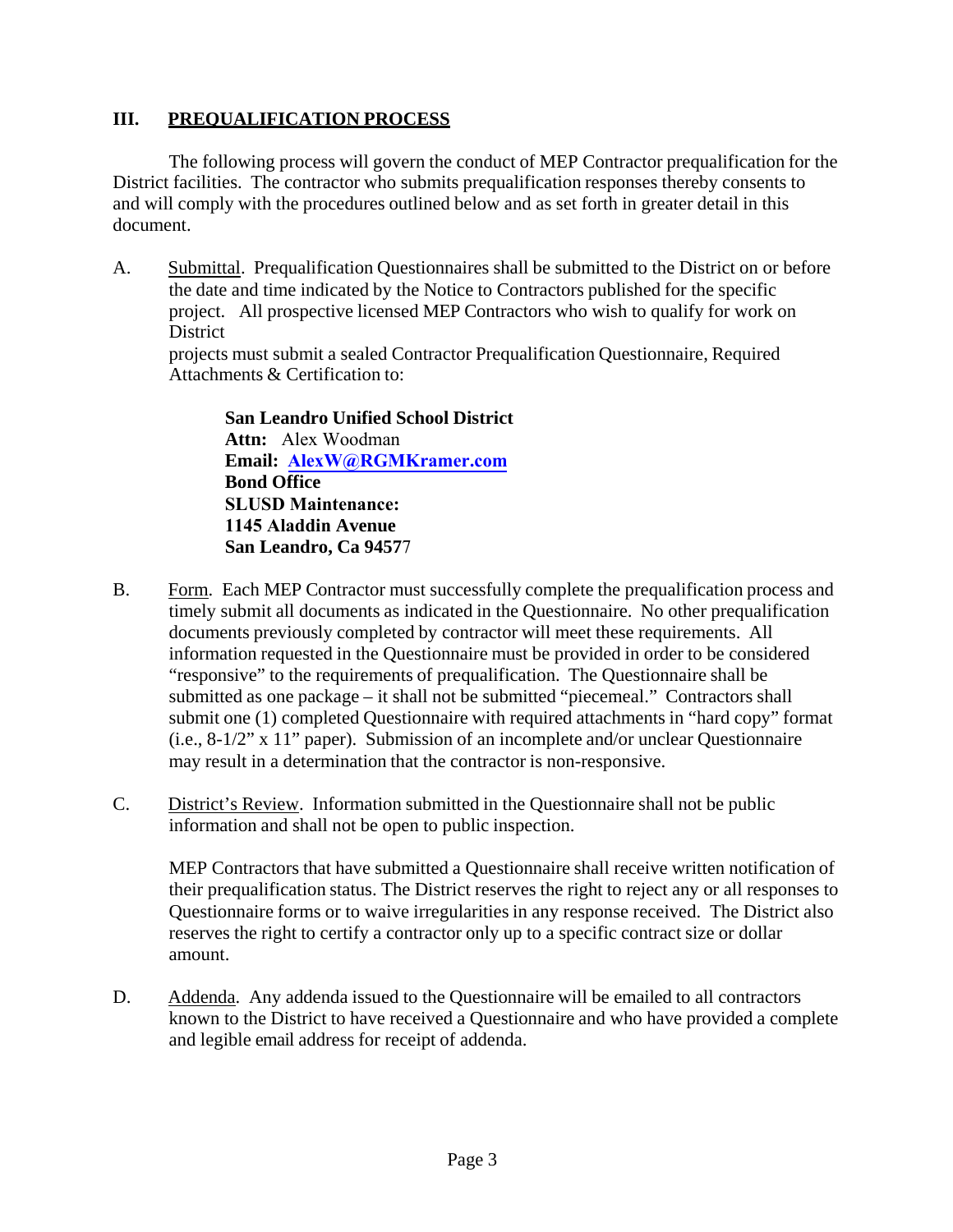## III. PREQUALIFICATION PROCESS

The following process will govern the conduct of MEP Contractor prequalification for the District facilities. The contractor who submits prequalification responses thereby consents to and will comply with the procedures outlined below and as set forth in greater detail in this document.

A. Submittal. Prequalification Questionnaires shall be submitted to the District on or before the date and time indicated by the Notice to Contractors published for the specific project. All prospective licensed MEP Contractors who wish to qualify for work on District projects must submit a sealed Contractor Prequalification Questionnaire, Required Attachments & Certification to:

> **San Leandro Unified School District**
> **Attn:** Alex Woodman
> **Email: AlexW@RGMKramer.com**
> **Bond Office**
> **SLUSD Maintenance:**
> **1145 Aladdin Avenue**
> **San Leandro, Ca 94577**

B. Form. Each MEP Contractor must successfully complete the prequalification process and timely submit all documents as indicated in the Questionnaire. No other prequalification documents previously completed by contractor will meet these requirements. All information requested in the Questionnaire must be provided in order to be considered "responsive" to the requirements of prequalification. The Questionnaire shall be submitted as one package – it shall not be submitted "piecemeal." Contractors shall submit one (1) completed Questionnaire with required attachments in "hard copy" format (i.e., 8-1/2" x 11" paper). Submission of an incomplete and/or unclear Questionnaire may result in a determination that the contractor is non-responsive.

C. District's Review. Information submitted in the Questionnaire shall not be public information and shall not be open to public inspection.

MEP Contractors that have submitted a Questionnaire shall receive written notification of their prequalification status. The District reserves the right to reject any or all responses to Questionnaire forms or to waive irregularities in any response received. The District also reserves the right to certify a contractor only up to a specific contract size or dollar amount.

D. Addenda. Any addenda issued to the Questionnaire will be emailed to all contractors known to the District to have received a Questionnaire and who have provided a complete and legible email address for receipt of addenda.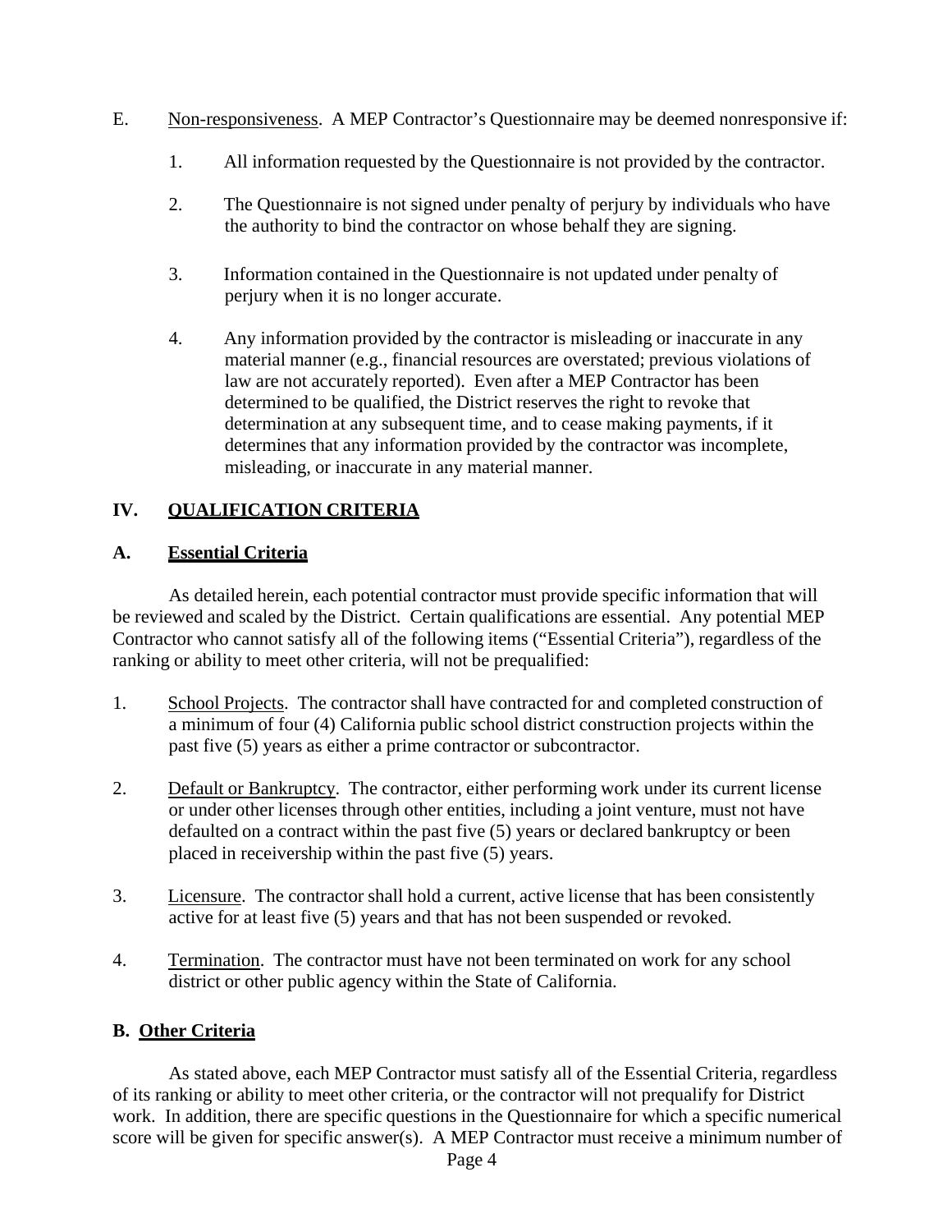E. Non-responsiveness. A MEP Contractor's Questionnaire may be deemed nonresponsive if:

1. All information requested by the Questionnaire is not provided by the contractor.

2. The Questionnaire is not signed under penalty of perjury by individuals who have the authority to bind the contractor on whose behalf they are signing.

3. Information contained in the Questionnaire is not updated under penalty of perjury when it is no longer accurate.

4. Any information provided by the contractor is misleading or inaccurate in any material manner (e.g., financial resources are overstated; previous violations of law are not accurately reported). Even after a MEP Contractor has been determined to be qualified, the District reserves the right to revoke that determination at any subsequent time, and to cease making payments, if it determines that any information provided by the contractor was incomplete, misleading, or inaccurate in any material manner.

## IV. QUALIFICATION CRITERIA

### A. Essential Criteria

As detailed herein, each potential contractor must provide specific information that will be reviewed and scaled by the District. Certain qualifications are essential. Any potential MEP Contractor who cannot satisfy all of the following items ("Essential Criteria"), regardless of the ranking or ability to meet other criteria, will not be prequalified:

1. School Projects. The contractor shall have contracted for and completed construction of a minimum of four (4) California public school district construction projects within the past five (5) years as either a prime contractor or subcontractor.

2. Default or Bankruptcy. The contractor, either performing work under its current license or under other licenses through other entities, including a joint venture, must not have defaulted on a contract within the past five (5) years or declared bankruptcy or been placed in receivership within the past five (5) years.

3. Licensure. The contractor shall hold a current, active license that has been consistently active for at least five (5) years and that has not been suspended or revoked.

4. Termination. The contractor must have not been terminated on work for any school district or other public agency within the State of California.

### B. Other Criteria

As stated above, each MEP Contractor must satisfy all of the Essential Criteria, regardless of its ranking or ability to meet other criteria, or the contractor will not prequalify for District work. In addition, there are specific questions in the Questionnaire for which a specific numerical score will be given for specific answer(s). A MEP Contractor must receive a minimum number of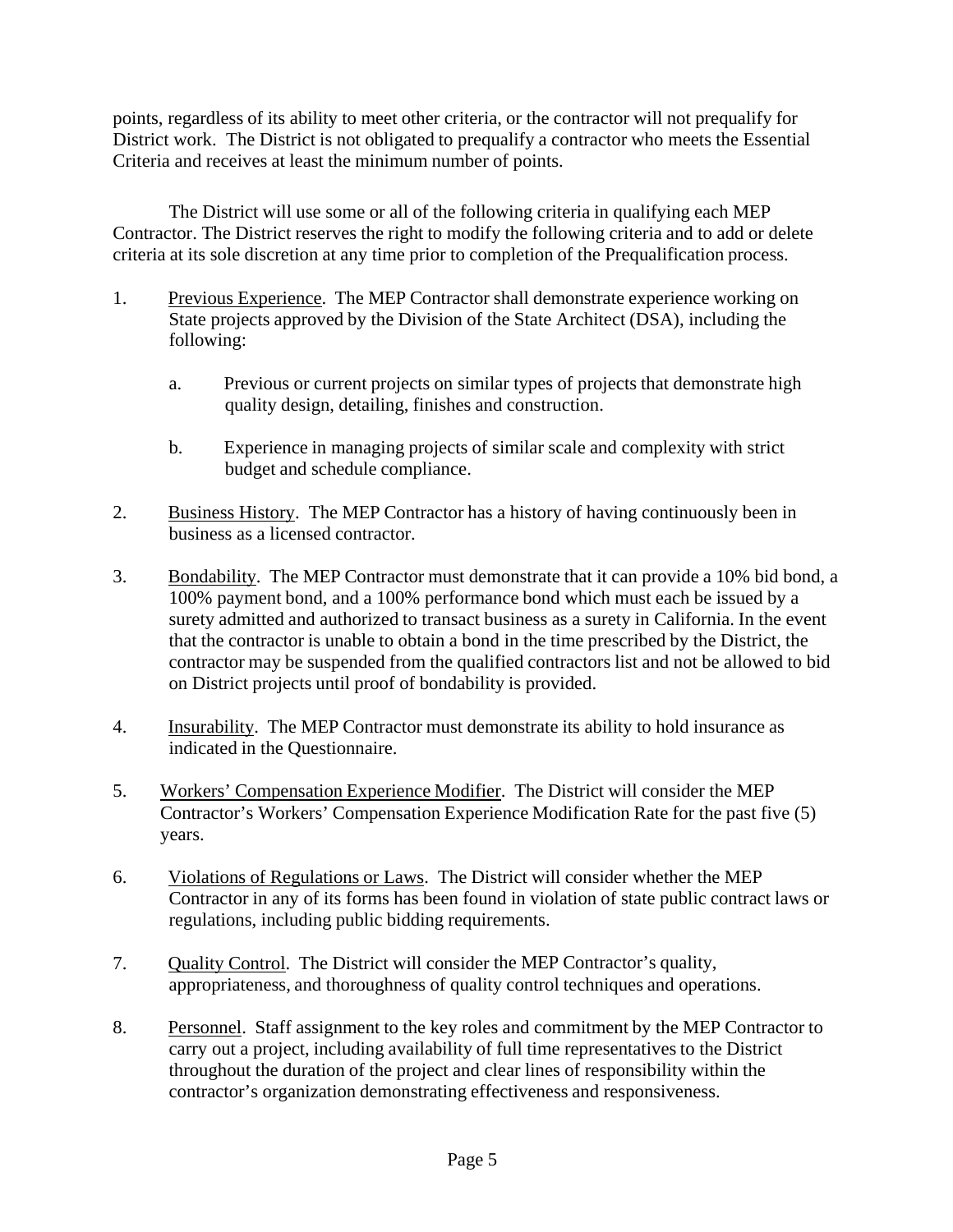points, regardless of its ability to meet other criteria, or the contractor will not prequalify for District work. The District is not obligated to prequalify a contractor who meets the Essential Criteria and receives at least the minimum number of points.

The District will use some or all of the following criteria in qualifying each MEP Contractor. The District reserves the right to modify the following criteria and to add or delete criteria at its sole discretion at any time prior to completion of the Prequalification process.

1. Previous Experience. The MEP Contractor shall demonstrate experience working on State projects approved by the Division of the State Architect (DSA), including the following:

   a. Previous or current projects on similar types of projects that demonstrate high quality design, detailing, finishes and construction.

   b. Experience in managing projects of similar scale and complexity with strict budget and schedule compliance.

2. Business History. The MEP Contractor has a history of having continuously been in business as a licensed contractor.

3. Bondability. The MEP Contractor must demonstrate that it can provide a 10% bid bond, a 100% payment bond, and a 100% performance bond which must each be issued by a surety admitted and authorized to transact business as a surety in California. In the event that the contractor is unable to obtain a bond in the time prescribed by the District, the contractor may be suspended from the qualified contractors list and not be allowed to bid on District projects until proof of bondability is provided.

4. Insurability. The MEP Contractor must demonstrate its ability to hold insurance as indicated in the Questionnaire.

5. Workers' Compensation Experience Modifier. The District will consider the MEP Contractor's Workers' Compensation Experience Modification Rate for the past five (5) years.

6. Violations of Regulations or Laws. The District will consider whether the MEP Contractor in any of its forms has been found in violation of state public contract laws or regulations, including public bidding requirements.

7. Quality Control. The District will consider the MEP Contractor's quality, appropriateness, and thoroughness of quality control techniques and operations.

8. Personnel. Staff assignment to the key roles and commitment by the MEP Contractor to carry out a project, including availability of full time representatives to the District throughout the duration of the project and clear lines of responsibility within the contractor's organization demonstrating effectiveness and responsiveness.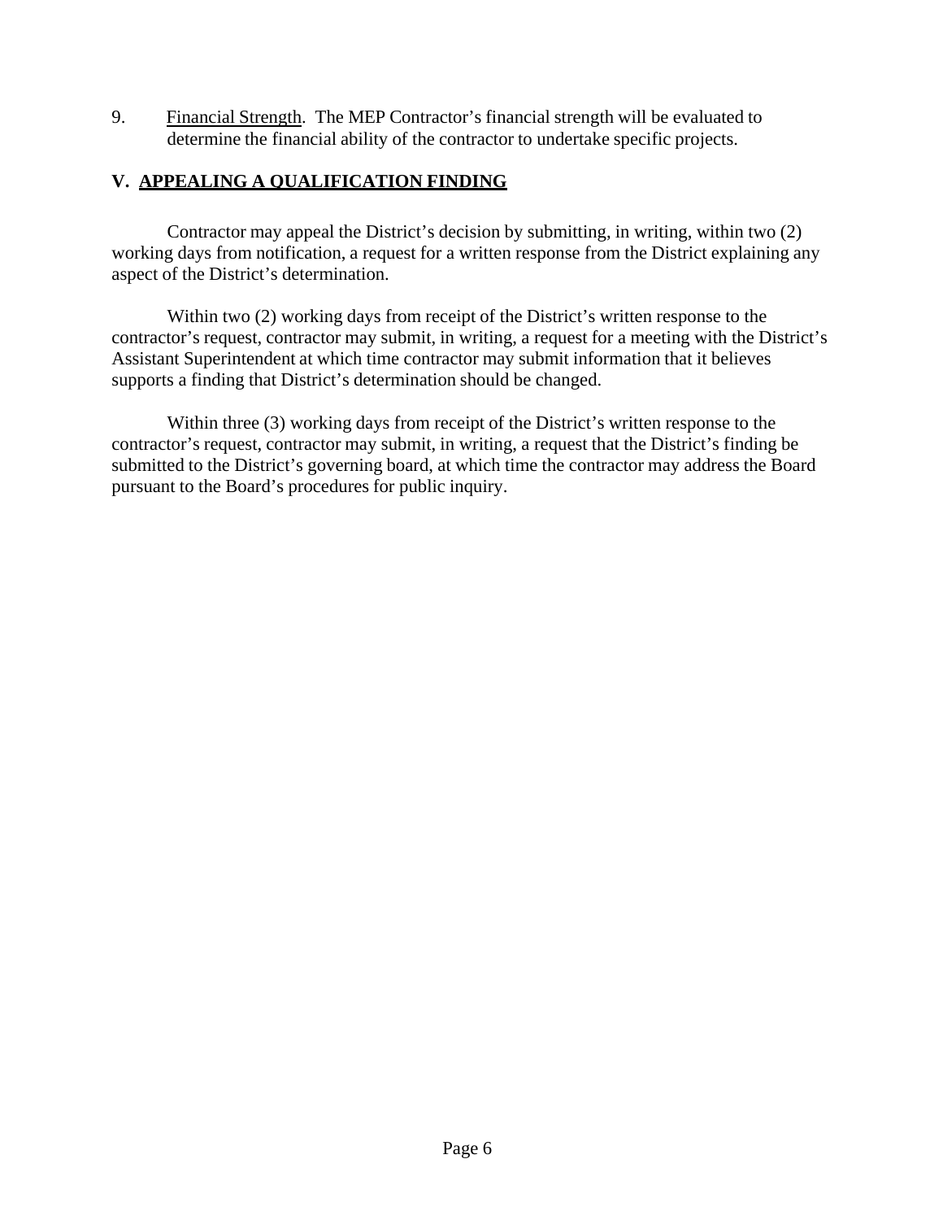9. Financial Strength. The MEP Contractor's financial strength will be evaluated to determine the financial ability of the contractor to undertake specific projects.

## V. APPEALING A QUALIFICATION FINDING

Contractor may appeal the District's decision by submitting, in writing, within two (2) working days from notification, a request for a written response from the District explaining any aspect of the District's determination.

Within two (2) working days from receipt of the District's written response to the contractor's request, contractor may submit, in writing, a request for a meeting with the District's Assistant Superintendent at which time contractor may submit information that it believes supports a finding that District's determination should be changed.

Within three (3) working days from receipt of the District's written response to the contractor's request, contractor may submit, in writing, a request that the District's finding be submitted to the District's governing board, at which time the contractor may address the Board pursuant to the Board's procedures for public inquiry.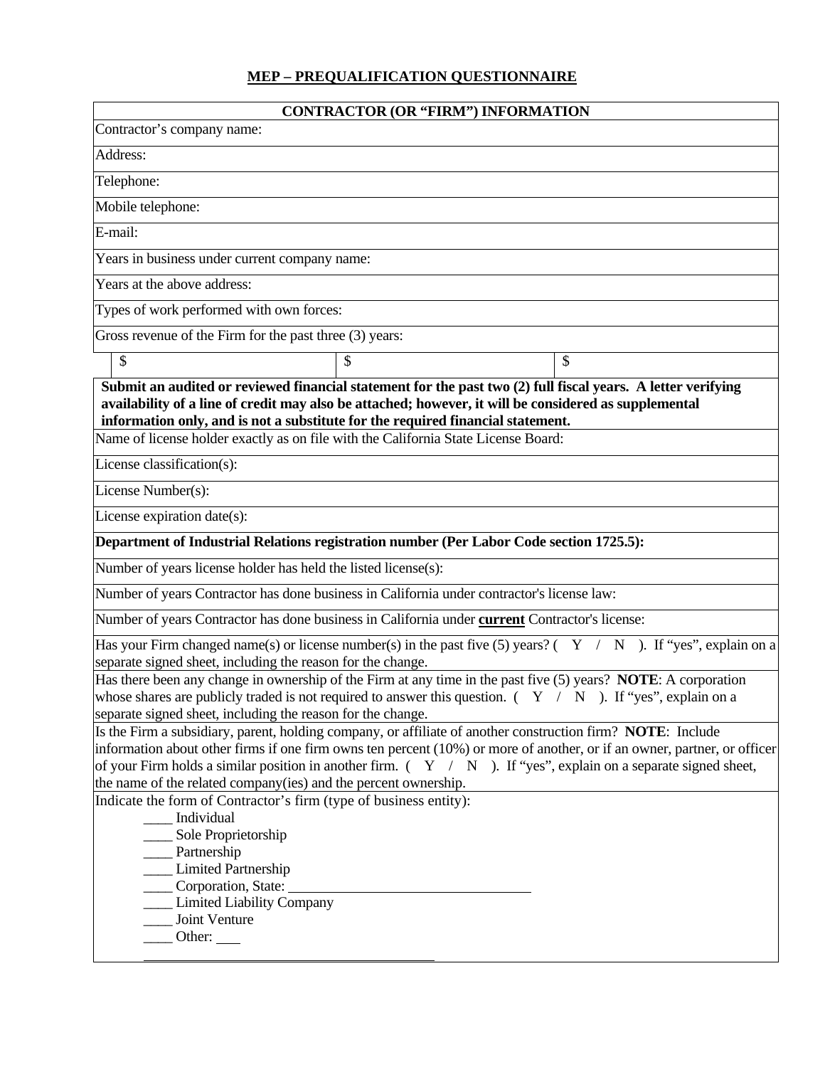# MEP – PREQUALIFICATION QUESTIONNAIRE

| CONTRACTOR (OR "FIRM") INFORMATION | | |
|---|---|---|
| Contractor's company name: | | |
| Address: | | |
| Telephone: | | |
| Mobile telephone: | | |
| E-mail: | | |
| Years in business under current company name: | | |
| Years at the above address: | | |
| Types of work performed with own forces: | | |
| Gross revenue of the Firm for the past three (3) years: | | |
| $ | $ | $ |
| **Submit an audited or reviewed financial statement for the past two (2) full fiscal years. A letter verifying availability of a line of credit may also be attached; however, it will be considered as supplemental information only, and is not a substitute for the required financial statement.** | | |
| Name of license holder exactly as on file with the California State License Board: | | |
| License classification(s): | | |
| License Number(s): | | |
| License expiration date(s): | | |
| **Department of Industrial Relations registration number (Per Labor Code section 1725.5):** | | |
| Number of years license holder has held the listed license(s): | | |
| Number of years Contractor has done business in California under contractor's license law: | | |
| Number of years Contractor has done business in California under **current** Contractor's license: | | |
| Has your Firm changed name(s) or license number(s) in the past five (5) years? ( Y / N ). If "yes", explain on a separate signed sheet, including the reason for the change. | | |
| Has there been any change in ownership of the Firm at any time in the past five (5) years? **NOTE**: A corporation whose shares are publicly traded is not required to answer this question. ( Y / N ). If "yes", explain on a separate signed sheet, including the reason for the change. | | |
| Is the Firm a subsidiary, parent, holding company, or affiliate of another construction firm? **NOTE**: Include information about other firms if one firm owns ten percent (10%) or more of another, or if an owner, partner, or officer of your Firm holds a similar position in another firm. ( Y / N ). If "yes", explain on a separate signed sheet, the name of the related company(ies) and the percent ownership. | | |
| Indicate the form of Contractor's firm (type of business entity):<br>____ Individual<br>____ Sole Proprietorship<br>____ Partnership<br>____ Limited Partnership<br>____ Corporation, State: ______________________<br>____ Limited Liability Company<br>____ Joint Venture<br>____ Other: ___<br>______________________________ | | |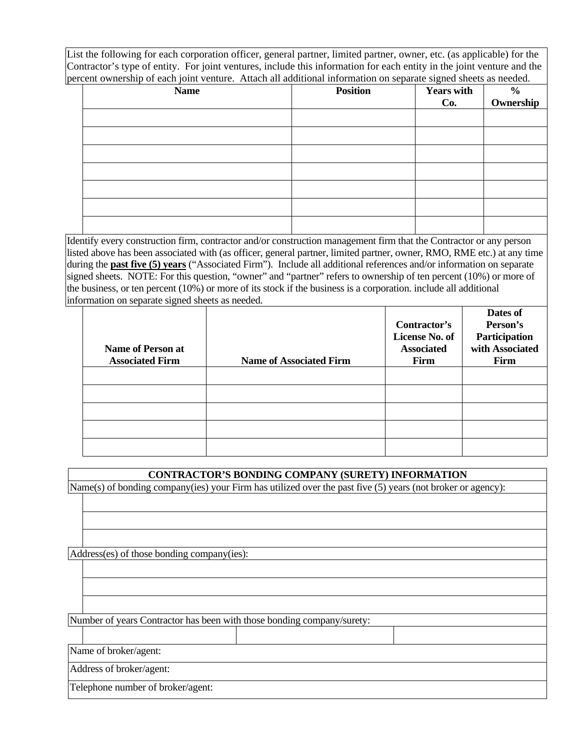List the following for each corporation officer, general partner, limited partner, owner, etc. (as applicable) for the Contractor's type of entity. For joint ventures, include this information for each entity in the joint venture and the percent ownership of each joint venture. Attach all additional information on separate signed sheets as needed.

| Name | Position | Years with Co. | % Ownership |
|---|---|---|---|
| | | | |
| | | | |
| | | | |
| | | | |
| | | | |
| | | | |
| | | | |

Identify every construction firm, contractor and/or construction management firm that the Contractor or any person listed above has been associated with (as officer, general partner, limited partner, owner, RMO, RME etc.) at any time during the **past five (5) years** ("Associated Firm"). Include all additional references and/or information on separate signed sheets. NOTE: For this question, "owner" and "partner" refers to ownership of ten percent (10%) or more of the business, or ten percent (10%) or more of its stock if the business is a corporation. include all additional information on separate signed sheets as needed.

| Name of Person at Associated Firm | Name of Associated Firm | Contractor's License No. of Associated Firm | Dates of Person's Participation with Associated Firm |
|---|---|---|---|
| | | | |
| | | | |
| | | | |
| | | | |
| | | | |

## CONTRACTOR'S BONDING COMPANY (SURETY) INFORMATION

Name(s) of bonding company(ies) your Firm has utilized over the past five (5) years (not broker or agency):

| |
|---|
| |
| |
| |

Address(es) of those bonding company(ies):

| |
|---|
| |
| |
| |

Number of years Contractor has been with those bonding company/surety:

| | | |
|---|---|---|
| | | |

Name of broker/agent:

Address of broker/agent:

Telephone number of broker/agent: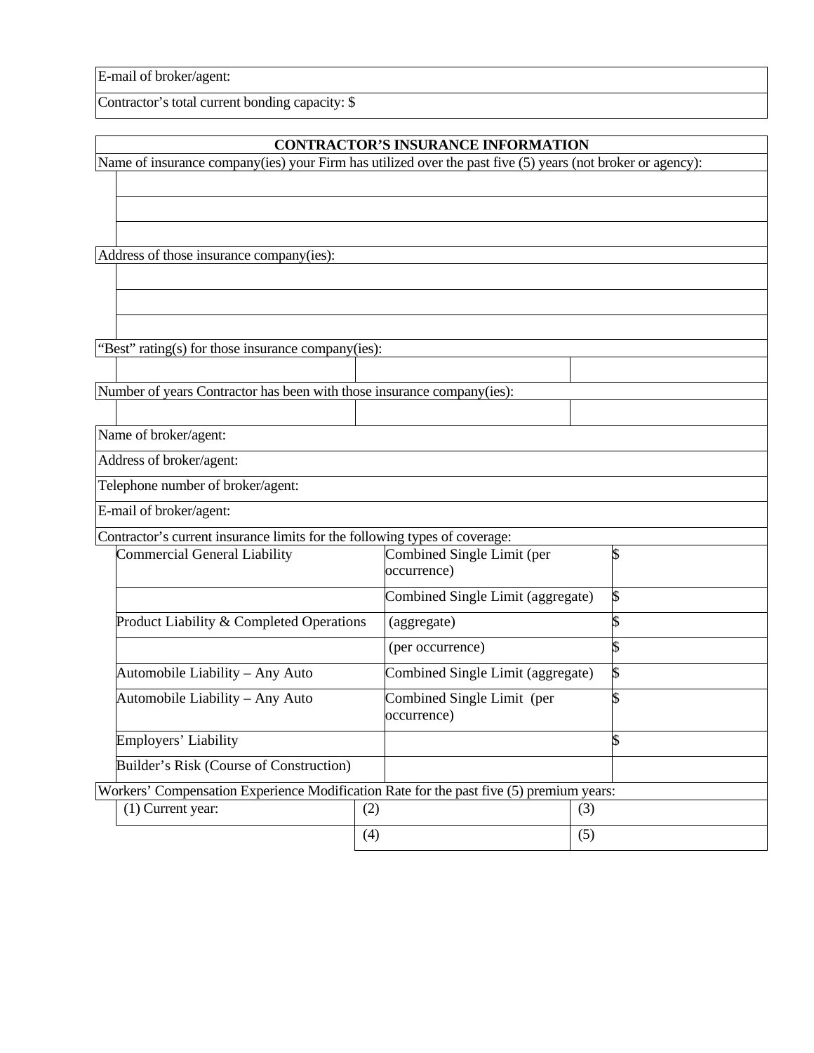| E-mail of broker/agent: |
|---|
| Contractor's total current bonding capacity: $ |

| CONTRACTOR'S INSURANCE INFORMATION | | | |
|---|---|---|---|
| Name of insurance company(ies) your Firm has utilized over the past five (5) years (not broker or agency): | | | |
| | | | |
| | | | |
| | | | |
| Address of those insurance company(ies): | | | |
| | | | |
| | | | |
| | | | |
| "Best" rating(s) for those insurance company(ies): | | | |
| | | | |
| Number of years Contractor has been with those insurance company(ies): | | | |
| | | | |
| Name of broker/agent: | | | |
| Address of broker/agent: | | | |
| Telephone number of broker/agent: | | | |
| E-mail of broker/agent: | | | |
| Contractor's current insurance limits for the following types of coverage: | | | |
| Commercial General Liability | Combined Single Limit (per occurrence) | $ | |
| | Combined Single Limit (aggregate) | $ | |
| Product Liability & Completed Operations | (aggregate) | $ | |
| | (per occurrence) | $ | |
| Automobile Liability – Any Auto | Combined Single Limit (aggregate) | $ | |
| Automobile Liability – Any Auto | Combined Single Limit (per occurrence) | $ | |
| Employers' Liability | | $ | |
| Builder's Risk (Course of Construction) | | | |
| Workers' Compensation Experience Modification Rate for the past five (5) premium years: | | | |
| (1) Current year: | (2) | (3) | |
| | (4) | (5) | |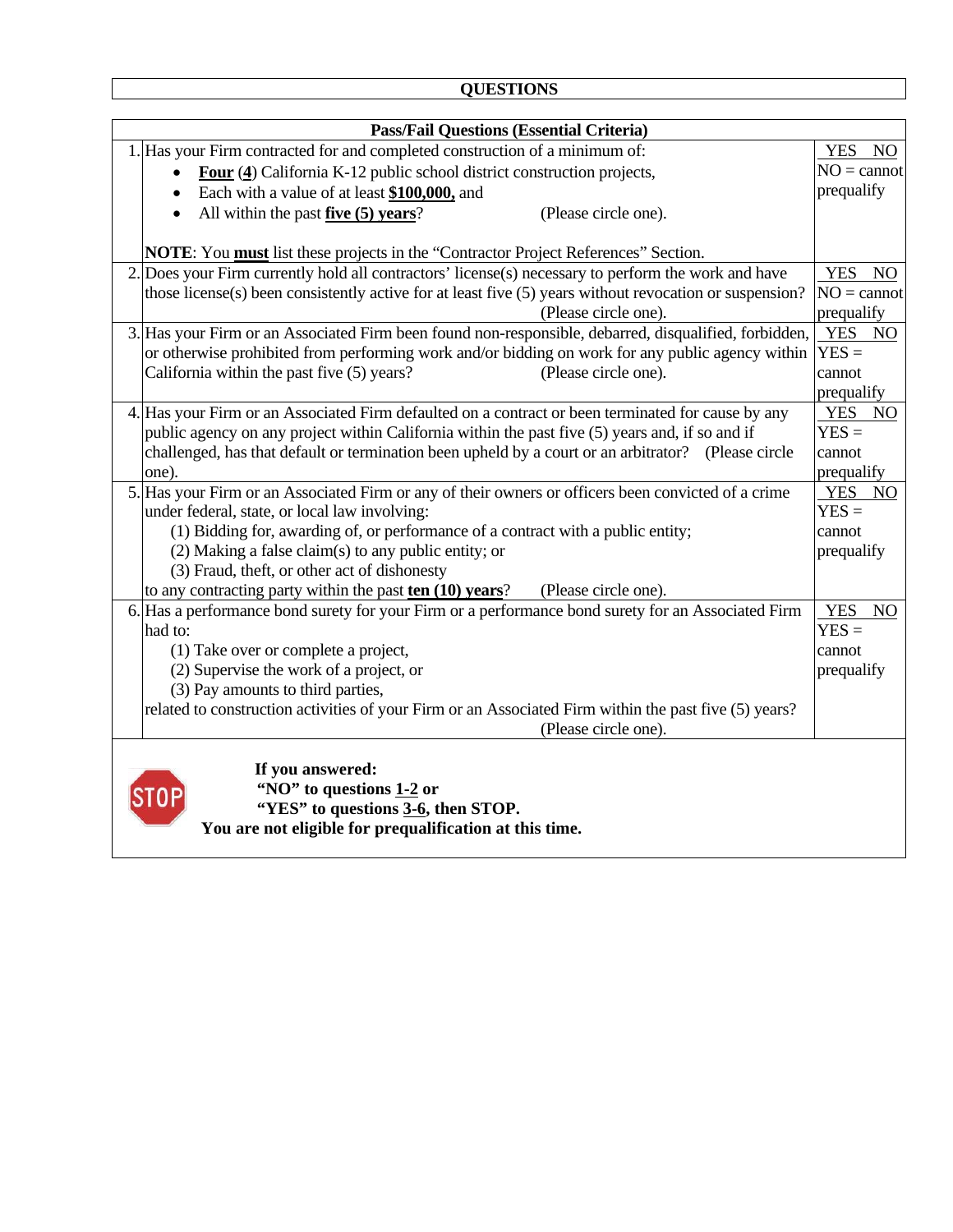## QUESTIONS

| | Pass/Fail Questions (Essential Criteria) | |
|---|---|---|
| 1. | Has your Firm contracted for and completed construction of a minimum of:<br>• **Four** (**4**) California K-12 public school district construction projects,<br>• Each with a value of at least **$100,000,** and<br>• All within the past **five (5) years**? (Please circle one).<br><br>**NOTE**: You **must** list these projects in the "Contractor Project References" Section. | YES NO<br>NO = cannot prequalify |
| 2. | Does your Firm currently hold all contractors' license(s) necessary to perform the work and have those license(s) been consistently active for at least five (5) years without revocation or suspension? (Please circle one). | YES NO<br>NO = cannot prequalify |
| 3. | Has your Firm or an Associated Firm been found non-responsible, debarred, disqualified, forbidden, or otherwise prohibited from performing work and/or bidding on work for any public agency within California within the past five (5) years? (Please circle one). | YES NO<br>YES = cannot prequalify |
| 4. | Has your Firm or an Associated Firm defaulted on a contract or been terminated for cause by any public agency on any project within California within the past five (5) years and, if so and if challenged, has that default or termination been upheld by a court or an arbitrator? (Please circle one). | YES NO<br>YES = cannot prequalify |
| 5. | Has your Firm or an Associated Firm or any of their owners or officers been convicted of a crime under federal, state, or local law involving:<br>(1) Bidding for, awarding of, or performance of a contract with a public entity;<br>(2) Making a false claim(s) to any public entity; or<br>(3) Fraud, theft, or other act of dishonesty<br>to any contracting party within the past **ten (10) years**? (Please circle one). | YES NO<br>YES = cannot prequalify |
| 6. | Has a performance bond surety for your Firm or a performance bond surety for an Associated Firm had to:<br>(1) Take over or complete a project,<br>(2) Supervise the work of a project, or<br>(3) Pay amounts to third parties,<br>related to construction activities of your Firm or an Associated Firm within the past five (5) years? (Please circle one). | YES NO<br>YES = cannot prequalify |

STOP

**If you answered:**
**"NO" to questions 1-2 or**
**"YES" to questions 3-6, then STOP.**
**You are not eligible for prequalification at this time.**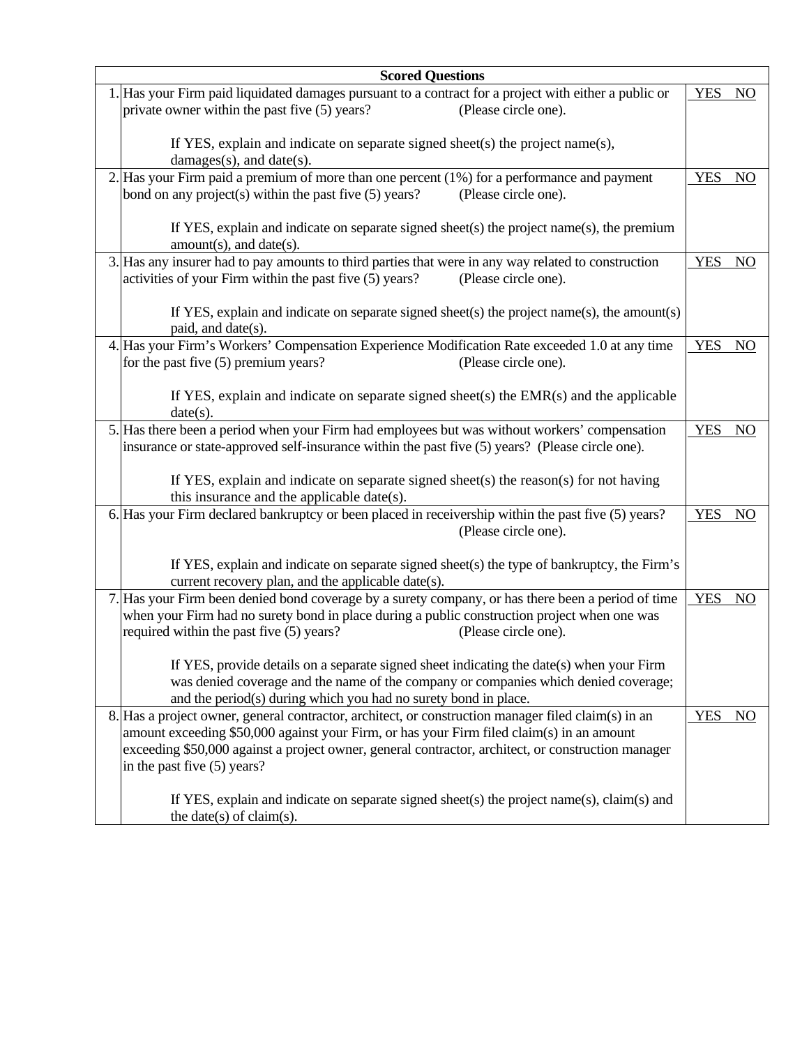| | Scored Questions | |
|---|---|---|
| 1. | Has your Firm paid liquidated damages pursuant to a contract for a project with either a public or private owner within the past five (5) years? (Please circle one).<br><br>If YES, explain and indicate on separate signed sheet(s) the project name(s), damages(s), and date(s). | YES NO |
| 2. | Has your Firm paid a premium of more than one percent (1%) for a performance and payment bond on any project(s) within the past five (5) years? (Please circle one).<br><br>If YES, explain and indicate on separate signed sheet(s) the project name(s), the premium amount(s), and date(s). | YES NO |
| 3. | Has any insurer had to pay amounts to third parties that were in any way related to construction activities of your Firm within the past five (5) years? (Please circle one).<br><br>If YES, explain and indicate on separate signed sheet(s) the project name(s), the amount(s) paid, and date(s). | YES NO |
| 4. | Has your Firm's Workers' Compensation Experience Modification Rate exceeded 1.0 at any time for the past five (5) premium years? (Please circle one).<br><br>If YES, explain and indicate on separate signed sheet(s) the EMR(s) and the applicable date(s). | YES NO |
| 5. | Has there been a period when your Firm had employees but was without workers' compensation insurance or state-approved self-insurance within the past five (5) years? (Please circle one).<br><br>If YES, explain and indicate on separate signed sheet(s) the reason(s) for not having this insurance and the applicable date(s). | YES NO |
| 6. | Has your Firm declared bankruptcy or been placed in receivership within the past five (5) years? (Please circle one).<br><br>If YES, explain and indicate on separate signed sheet(s) the type of bankruptcy, the Firm's current recovery plan, and the applicable date(s). | YES NO |
| 7. | Has your Firm been denied bond coverage by a surety company, or has there been a period of time when your Firm had no surety bond in place during a public construction project when one was required within the past five (5) years? (Please circle one).<br><br>If YES, provide details on a separate signed sheet indicating the date(s) when your Firm was denied coverage and the name of the company or companies which denied coverage; and the period(s) during which you had no surety bond in place. | YES NO |
| 8. | Has a project owner, general contractor, architect, or construction manager filed claim(s) in an amount exceeding $50,000 against your Firm, or has your Firm filed claim(s) in an amount exceeding $50,000 against a project owner, general contractor, architect, or construction manager in the past five (5) years?<br><br>If YES, explain and indicate on separate signed sheet(s) the project name(s), claim(s) and the date(s) of claim(s). | YES NO |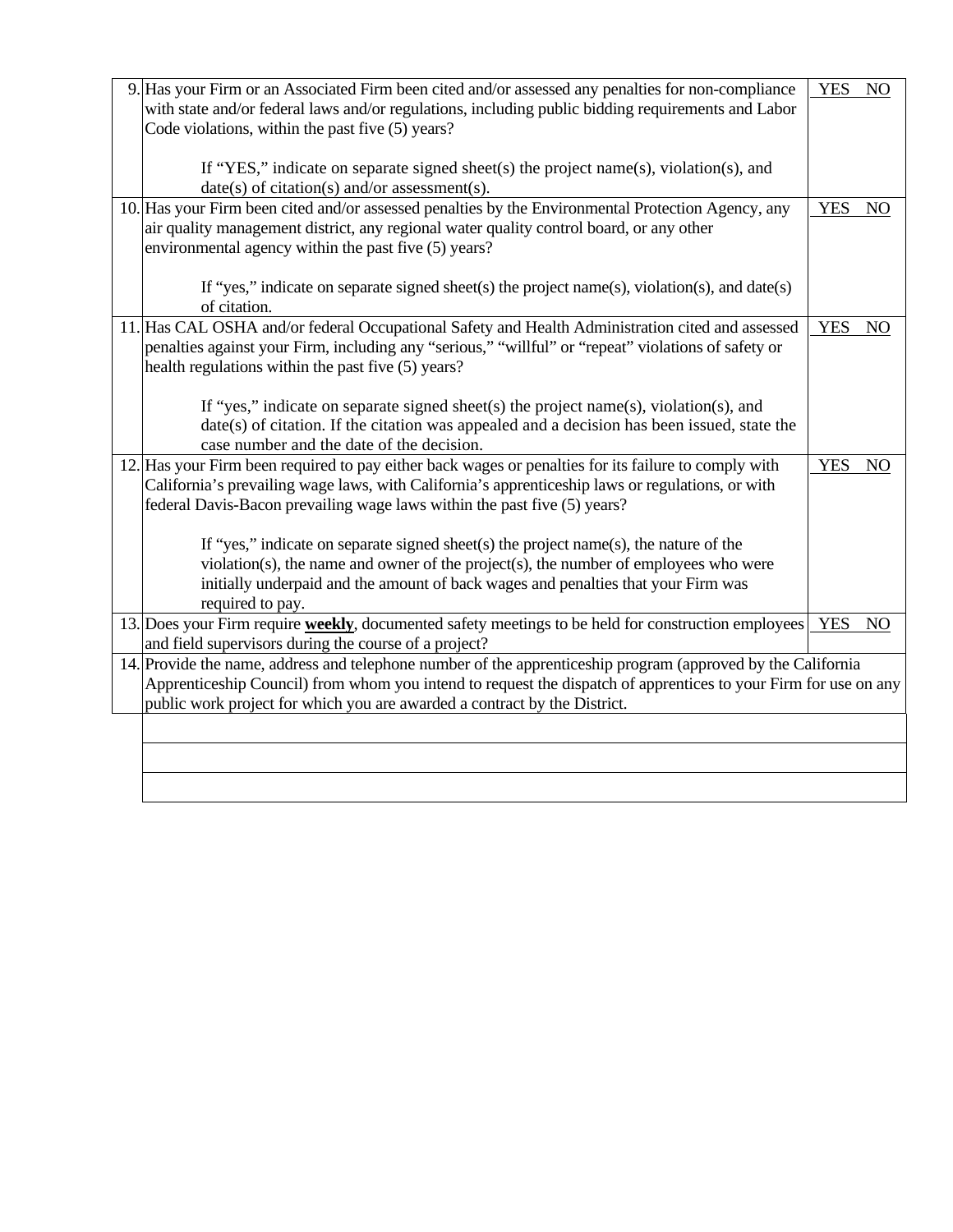| | | |
|---|---|---|
| 9. | Has your Firm or an Associated Firm been cited and/or assessed any penalties for non-compliance with state and/or federal laws and/or regulations, including public bidding requirements and Labor Code violations, within the past five (5) years?<br><br>If "YES," indicate on separate signed sheet(s) the project name(s), violation(s), and date(s) of citation(s) and/or assessment(s). | YES NO |
| 10. | Has your Firm been cited and/or assessed penalties by the Environmental Protection Agency, any air quality management district, any regional water quality control board, or any other environmental agency within the past five (5) years?<br><br>If "yes," indicate on separate signed sheet(s) the project name(s), violation(s), and date(s) of citation. | YES NO |
| 11. | Has CAL OSHA and/or federal Occupational Safety and Health Administration cited and assessed penalties against your Firm, including any "serious," "willful" or "repeat" violations of safety or health regulations within the past five (5) years?<br><br>If "yes," indicate on separate signed sheet(s) the project name(s), violation(s), and date(s) of citation. If the citation was appealed and a decision has been issued, state the case number and the date of the decision. | YES NO |
| 12. | Has your Firm been required to pay either back wages or penalties for its failure to comply with California's prevailing wage laws, with California's apprenticeship laws or regulations, or with federal Davis-Bacon prevailing wage laws within the past five (5) years?<br><br>If "yes," indicate on separate signed sheet(s) the project name(s), the nature of the violation(s), the name and owner of the project(s), the number of employees who were initially underpaid and the amount of back wages and penalties that your Firm was required to pay. | YES NO |
| 13. | Does your Firm require **weekly**, documented safety meetings to be held for construction employees and field supervisors during the course of a project? | YES NO |
| 14. | Provide the name, address and telephone number of the apprenticeship program (approved by the California Apprenticeship Council) from whom you intend to request the dispatch of apprentices to your Firm for use on any public work project for which you are awarded a contract by the District. | |
| | | |
| | | |
| | | |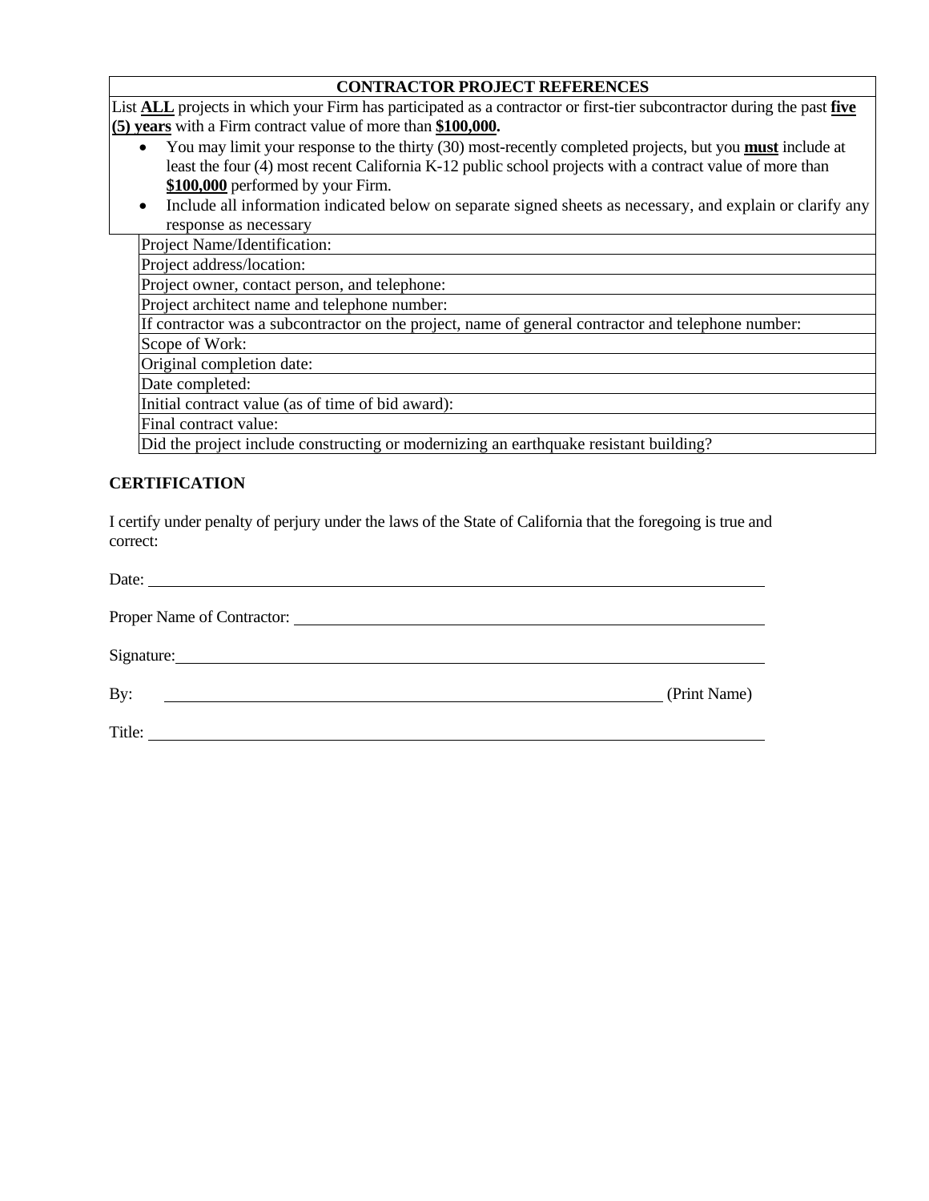| CONTRACTOR PROJECT REFERENCES |
| --- |
| List **ALL** projects in which your Firm has participated as a contractor or first-tier subcontractor during the past **five (5) years** with a Firm contract value of more than **$100,000.**<br>• You may limit your response to the thirty (30) most-recently completed projects, but you **must** include at least the four (4) most recent California K-12 public school projects with a contract value of more than **$100,000** performed by your Firm.<br>• Include all information indicated below on separate signed sheets as necessary, and explain or clarify any response as necessary |
| Project Name/Identification: |
| Project address/location: |
| Project owner, contact person, and telephone: |
| Project architect name and telephone number: |
| If contractor was a subcontractor on the project, name of general contractor and telephone number: |
| Scope of Work: |
| Original completion date: |
| Date completed: |
| Initial contract value (as of time of bid award): |
| Final contract value: |
| Did the project include constructing or modernizing an earthquake resistant building? |

**CERTIFICATION**

I certify under penalty of perjury under the laws of the State of California that the foregoing is true and correct:

Date: ______________________________

Proper Name of Contractor: ______________________________

Signature: ______________________________

By: ______________________________ (Print Name)

Title: ______________________________